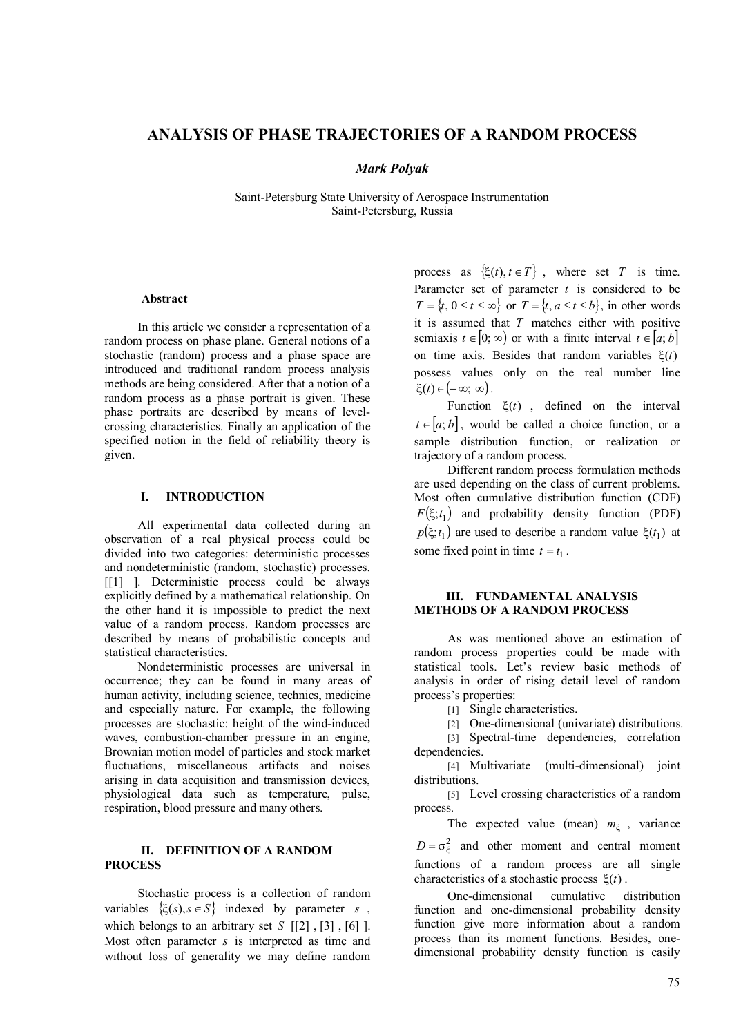# ANALYSIS OF PHASE TRAJECTORIES OF A RANDOM PROCESS

***Mark Polyak***

Saint-Petersburg State University of Aerospace Instrumentation
Saint-Petersburg, Russia

### Abstract

In this article we consider a representation of a random process on phase plane. General notions of a stochastic (random) process and a phase space are introduced and traditional random process analysis methods are being considered. After that a notion of a random process as a phase portrait is given. These phase portraits are described by means of level-crossing characteristics. Finally an application of the specified notion in the field of reliability theory is given.

## I. INTRODUCTION

All experimental data collected during an observation of a real physical process could be divided into two categories: deterministic processes and nondeterministic (random, stochastic) processes. [[1] ]. Deterministic process could be always explicitly defined by a mathematical relationship. On the other hand it is impossible to predict the next value of a random process. Random processes are described by means of probabilistic concepts and statistical characteristics.

Nondeterministic processes are universal in occurrence; they can be found in many areas of human activity, including science, technics, medicine and especially nature. For example, the following processes are stochastic: height of the wind-induced waves, combustion-chamber pressure in an engine, Brownian motion model of particles and stock market fluctuations, miscellaneous artifacts and noises arising in data acquisition and transmission devices, physiological data such as temperature, pulse, respiration, blood pressure and many others.

## II. DEFINITION OF A RANDOM PROCESS

Stochastic process is a collection of random variables $\{\xi(s), s \in S\}$ indexed by parameter $s$, which belongs to an arbitrary set $S$ [[2] , [3] , [6] ]. Most often parameter $s$ is interpreted as time and without loss of generality we may define random process as $\{\xi(t), t \in T\}$, where set $T$ is time. Parameter set of parameter $t$ is considered to be $T = \{t, 0 \le t \le \infty\}$ or $T = \{t, a \le t \le b\}$, in other words it is assumed that $T$ matches either with positive semiaxis $t \in [0; \infty)$ or with a finite interval $t \in [a; b]$ on time axis. Besides that random variables $\xi(t)$ possess values only on the real number line $\xi(t) \in (-\infty; \infty)$.

Function $\xi(t)$, defined on the interval $t \in [a; b]$, would be called a choice function, or a sample distribution function, or realization or trajectory of a random process.

Different random process formulation methods are used depending on the class of current problems. Most often cumulative distribution function (CDF) $F(\xi; t_1)$ and probability density function (PDF) $p(\xi; t_1)$ are used to describe a random value $\xi(t_1)$ at some fixed point in time $t = t_1$.

## III. FUNDAMENTAL ANALYSIS METHODS OF A RANDOM PROCESS

As was mentioned above an estimation of random process properties could be made with statistical tools. Let's review basic methods of analysis in order of rising detail level of random process's properties:

[1] Single characteristics.

[2] One-dimensional (univariate) distributions.

[3] Spectral-time dependencies, correlation dependencies.

[4] Multivariate (multi-dimensional) joint distributions.

[5] Level crossing characteristics of a random process.

The expected value (mean) $m_\xi$, variance $D = \sigma_\xi^2$ and other moment and central moment functions of a random process are all single characteristics of a stochastic process $\xi(t)$.

One-dimensional cumulative distribution function and one-dimensional probability density function give more information about a random process than its moment functions. Besides, one-dimensional probability density function is easily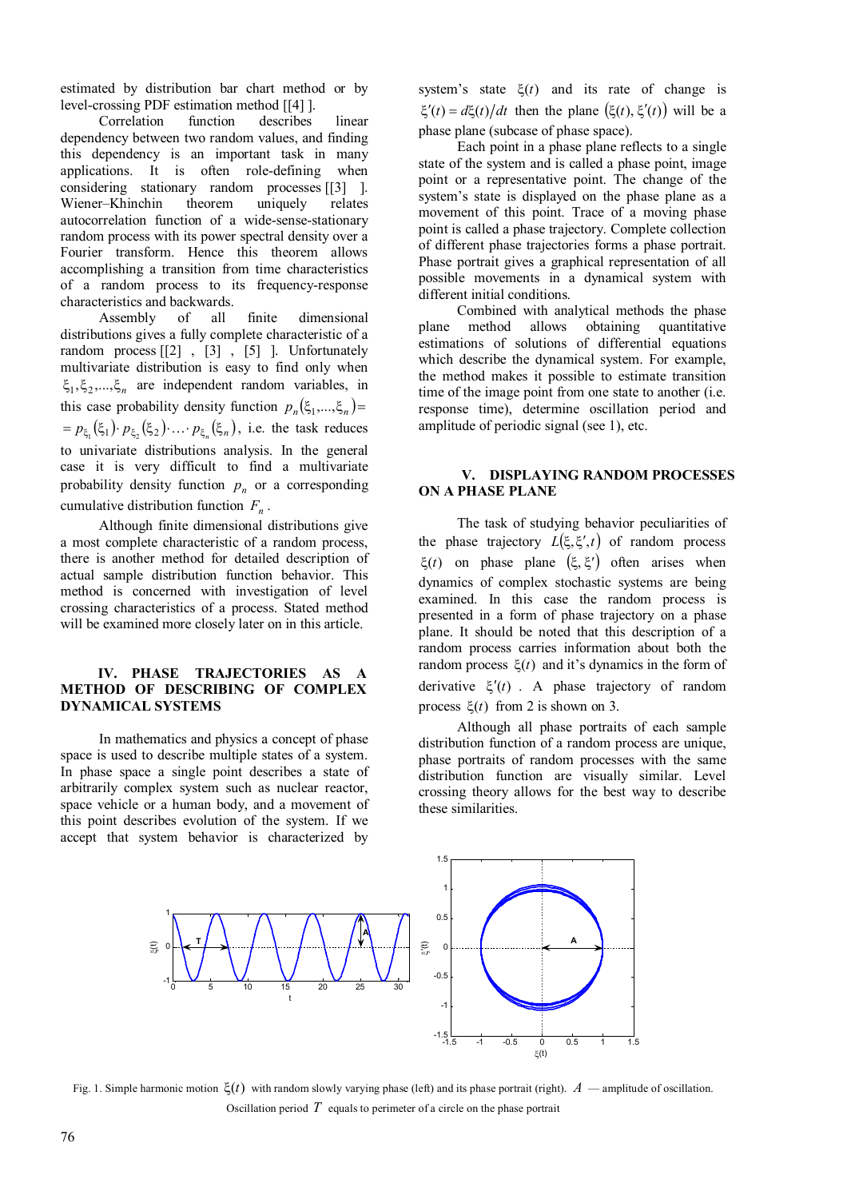estimated by distribution bar chart method or by level-crossing PDF estimation method [[4] ].

Correlation function describes linear dependency between two random values, and finding this dependency is an important task in many applications. It is often role-defining when considering stationary random processes [[3] ]. Wiener–Khinchin theorem uniquely relates autocorrelation function of a wide-sense-stationary random process with its power spectral density over a Fourier transform. Hence this theorem allows accomplishing a transition from time characteristics of a random process to its frequency-response characteristics and backwards.

Assembly of all finite dimensional distributions gives a fully complete characteristic of a random process [[2] , [3] , [5] ]. Unfortunately multivariate distribution is easy to find only when $\xi_1, \xi_2, ..., \xi_n$ are independent random variables, in this case probability density function $p_n(\xi_1, ..., \xi_n) = p_{\xi_1}(\xi_1) \cdot p_{\xi_2}(\xi_2) \cdot ... \cdot p_{\xi_n}(\xi_n)$, i.e. the task reduces to univariate distributions analysis. In the general case it is very difficult to find a multivariate probability density function $p_n$ or a corresponding cumulative distribution function $F_n$.

Although finite dimensional distributions give a most complete characteristic of a random process, there is another method for detailed description of actual sample distribution function behavior. This method is concerned with investigation of level crossing characteristics of a process. Stated method will be examined more closely later on in this article.

## IV. PHASE TRAJECTORIES AS A METHOD OF DESCRIBING OF COMPLEX DYNAMICAL SYSTEMS

In mathematics and physics a concept of phase space is used to describe multiple states of a system. In phase space a single point describes a state of arbitrarily complex system such as nuclear reactor, space vehicle or a human body, and a movement of this point describes evolution of the system. If we accept that system behavior is characterized by system's state $\xi(t)$ and its rate of change is $\xi'(t) = d\xi(t)/dt$ then the plane $(\xi(t), \xi'(t))$ will be a phase plane (subcase of phase space).

Each point in a phase plane reflects to a single state of the system and is called a phase point, image point or a representative point. The change of the system's state is displayed on the phase plane as a movement of this point. Trace of a moving phase point is called a phase trajectory. Complete collection of different phase trajectories forms a phase portrait. Phase portrait gives a graphical representation of all possible movements in a dynamical system with different initial conditions.

Combined with analytical methods the phase plane method allows obtaining quantitative estimations of solutions of differential equations which describe the dynamical system. For example, the method makes it possible to estimate transition time of the image point from one state to another (i.e. response time), determine oscillation period and amplitude of periodic signal (see 1), etc.

## V. DISPLAYING RANDOM PROCESSES ON A PHASE PLANE

The task of studying behavior peculiarities of the phase trajectory $L(\xi, \xi', t)$ of random process $\xi(t)$ on phase plane $(\xi, \xi')$ often arises when dynamics of complex stochastic systems are being examined. In this case the random process is presented in a form of phase trajectory on a phase plane. It should be noted that this description of a random process carries information about both the random process $\xi(t)$ and it's dynamics in the form of derivative $\xi'(t)$. A phase trajectory of random process $\xi(t)$ from 2 is shown on 3.

Although all phase portraits of each sample distribution function of a random process are unique, phase portraits of random processes with the same distribution function are visually similar. Level crossing theory allows for the best way to describe these similarities.

Fig. 1. Simple harmonic motion $\xi(t)$ with random slowly varying phase (left) and its phase portrait (right). $A$ — amplitude of oscillation. Oscillation period $T$ equals to perimeter of a circle on the phase portrait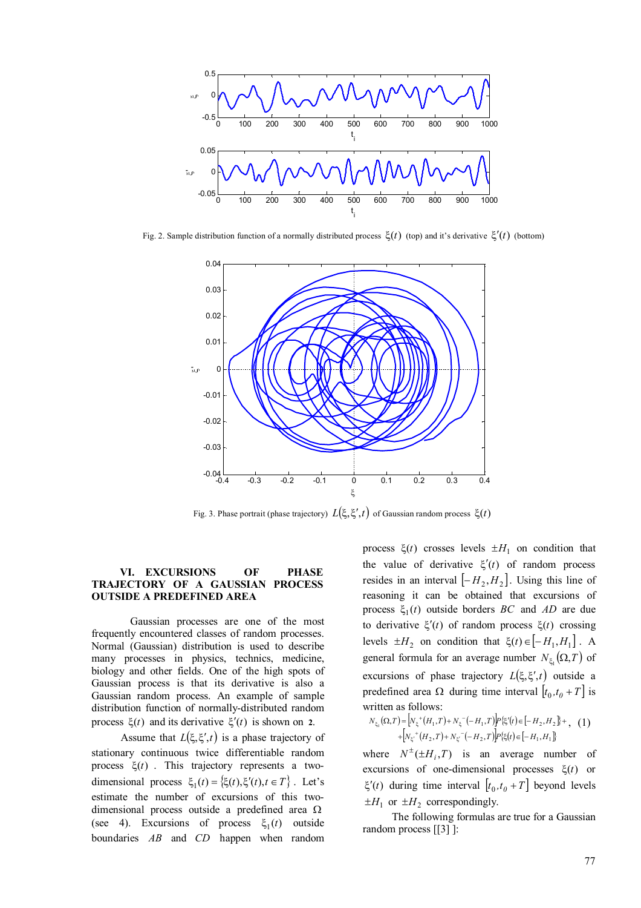Fig. 2. Sample distribution function of a normally distributed process $\xi(t)$ (top) and it's derivative $\xi'(t)$ (bottom)

Fig. 3. Phase portrait (phase trajectory) $L(\xi,\xi',t)$ of Gaussian random process $\xi(t)$

## VI. EXCURSIONS OF PHASE TRAJECTORY OF A GAUSSIAN PROCESS OUTSIDE A PREDEFINED AREA

Gaussian processes are one of the most frequently encountered classes of random processes. Normal (Gaussian) distribution is used to describe many processes in physics, technics, medicine, biology and other fields. One of the high spots of Gaussian process is that its derivative is also a Gaussian random process. An example of sample distribution function of normally-distributed random process $\xi(t)$ and its derivative $\xi'(t)$ is shown on 2.

Assume that $L(\xi,\xi',t)$ is a phase trajectory of stationary continuous twice differentiable random process $\xi(t)$. This trajectory represents a two-dimensional process $\xi_1(t)=\{\xi(t),\xi'(t), t\in T\}$. Let's estimate the number of excursions of this two-dimensional process outside a predefined area $\Omega$ (see 4). Excursions of process $\xi_1(t)$ outside boundaries $AB$ and $CD$ happen when random process $\xi(t)$ crosses levels $\pm H_1$ on condition that the value of derivative $\xi'(t)$ of random process resides in an interval $[-H_2,H_2]$. Using this line of reasoning it can be obtained that excursions of process $\xi_1(t)$ outside borders $BC$ and $AD$ are due to derivative $\xi'(t)$ of random process $\xi(t)$ crossing levels $\pm H_2$ on condition that $\xi(t)\in[-H_1,H_1]$. A general formula for an average number $N_{\xi_1}(\Omega,T)$ of excursions of phase trajectory $L(\xi,\xi',t)$ outside a predefined area $\Omega$ during time interval $[t_0,t_0+T]$ is written as follows:

$$N_{\xi_1}(\Omega,T)=\left[N_{\xi}^{+}(H_1,T)+N_{\xi}^{-}(-H_1,T)\right]P\{\xi'(t)\in[-H_2,H_2]\}+\left[N_{\xi'}^{+}(H_2,T)+N_{\xi'}^{-}(-H_2,T)\right]P\{\xi(t)\in[-H_1,H_1]\}, \quad (1)$$

where $N^{\pm}(\pm H_i,T)$ is an average number of excursions of one-dimensional processes $\xi(t)$ or $\xi'(t)$ during time interval $[t_0,t_0+T]$ beyond levels $\pm H_1$ or $\pm H_2$ correspondingly.

The following formulas are true for a Gaussian random process [[3] ]: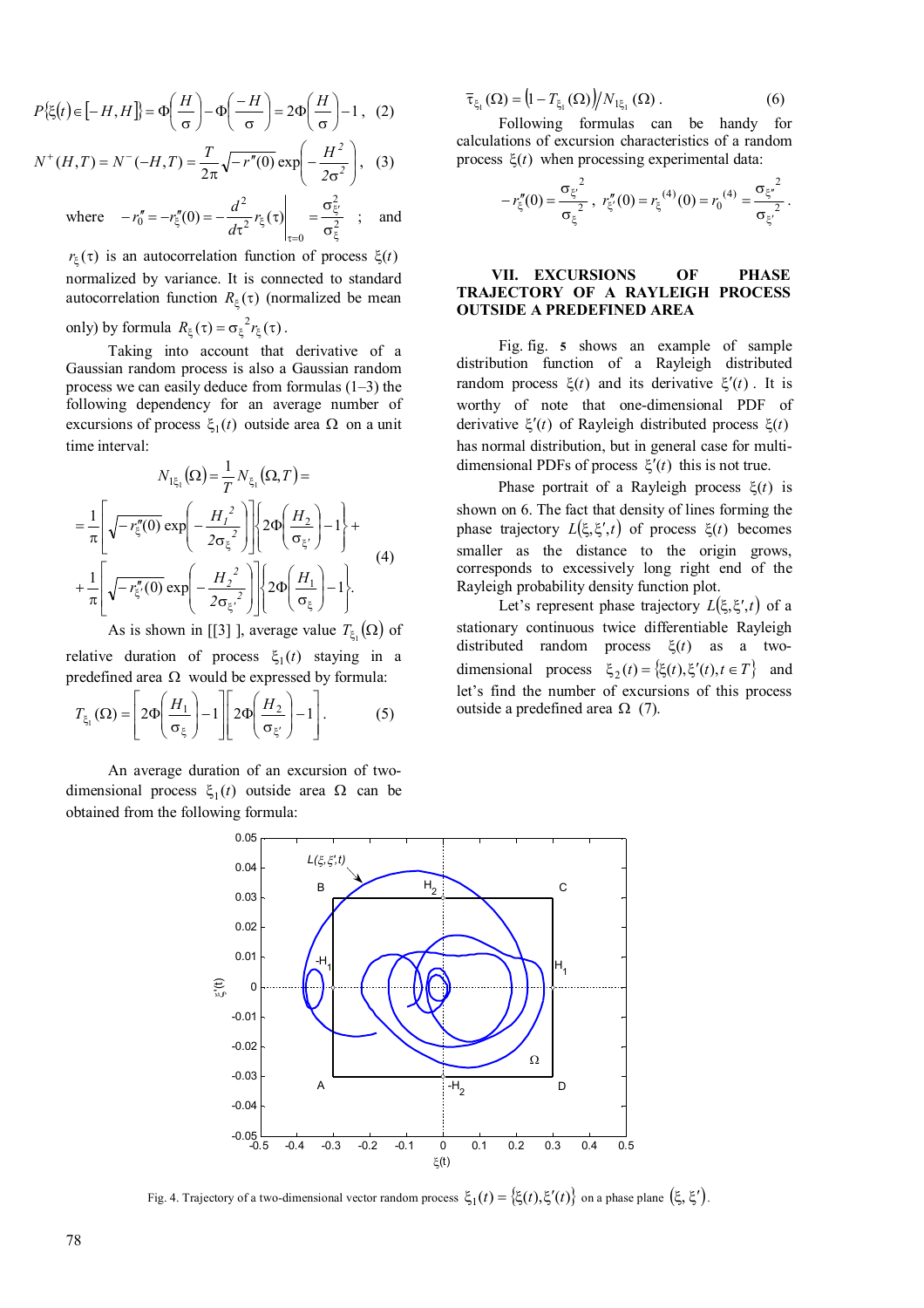$$P\{\xi(t)\in[-H,H]\}=\Phi\left(\frac{H}{\sigma}\right)-\Phi\left(\frac{-H}{\sigma}\right)=2\Phi\left(\frac{H}{\sigma}\right)-1, \quad (2)$$

$$N^{+}(H,T)=N^{-}(-H,T)=\frac{T}{2\pi}\sqrt{-r''(0)}\exp\left(-\frac{H^2}{2\sigma^2}\right), \quad (3)$$

where $-r_0''=-r_\xi''(0)=-\left.\frac{d^2}{d\tau^2}r_\xi(\tau)\right|_{\tau=0}=\frac{\sigma_{\xi'}^2}{\sigma_\xi^2}$ ; and $r_\xi(\tau)$ is an autocorrelation function of process $\xi(t)$ normalized by variance. It is connected to standard autocorrelation function $R_\xi(\tau)$ (normalized be mean only) by formula $R_\xi(\tau)=\sigma_\xi{}^2 r_\xi(\tau)$.

Taking into account that derivative of a Gaussian random process is also a Gaussian random process we can easily deduce from formulas (1–3) the following dependency for an average number of excursions of process $\xi_1(t)$ outside area $\Omega$ on a unit time interval:

$$\begin{aligned}N_{1\xi_1}(\Omega)&=\frac{1}{T}N_{\xi_1}(\Omega,T)=\\&=\frac{1}{\pi}\left[\sqrt{-r_\xi''(0)}\exp\left(-\frac{H_1{}^2}{2\sigma_\xi{}^2}\right)\right]\left\{2\Phi\left(\frac{H_2}{\sigma_{\xi'}}\right)-1\right\}+\\&+\frac{1}{\pi}\left[\sqrt{-r_{\xi'}''(0)}\exp\left(-\frac{H_2{}^2}{2\sigma_{\xi'}{}^2}\right)\right]\left\{2\Phi\left(\frac{H_1}{\sigma_\xi}\right)-1\right\}.\end{aligned} \quad (4)$$

As is shown in [[3] ], average value $T_{\xi_1}(\Omega)$ of relative duration of process $\xi_1(t)$ staying in a predefined area $\Omega$ would be expressed by formula:

$$T_{\xi_1}(\Omega)=\left[2\Phi\left(\frac{H_1}{\sigma_\xi}\right)-1\right]\left[2\Phi\left(\frac{H_2}{\sigma_{\xi'}}\right)-1\right]. \quad (5)$$

An average duration of an excursion of two-dimensional process $\xi_1(t)$ outside area $\Omega$ can be obtained from the following formula:

$$\overline{\tau}_{\xi_1}(\Omega)=\left(1-T_{\xi_1}(\Omega)\right)/N_{1\xi_1}(\Omega). \quad (6)$$

Following formulas can be handy for calculations of excursion characteristics of a random process $\xi(t)$ when processing experimental data:

$$-r_\xi''(0)=\frac{\sigma_{\xi'}{}^2}{\sigma_\xi{}^2},\quad r_{\xi'}''(0)=r_\xi{}^{(4)}(0)=r_0{}^{(4)}=\frac{\sigma_{\xi''}{}^2}{\sigma_{\xi'}{}^2}.$$

## VII. EXCURSIONS OF PHASE TRAJECTORY OF A RAYLEIGH PROCESS OUTSIDE A PREDEFINED AREA

Fig. fig. 5 shows an example of sample distribution function of a Rayleigh distributed random process $\xi(t)$ and its derivative $\xi'(t)$. It is worthy of note that one-dimensional PDF of derivative $\xi'(t)$ of Rayleigh distributed process $\xi(t)$ has normal distribution, but in general case for multi-dimensional PDFs of process $\xi'(t)$ this is not true.

Phase portrait of a Rayleigh process $\xi(t)$ is shown on 6. The fact that density of lines forming the phase trajectory $L(\xi,\xi',t)$ of process $\xi(t)$ becomes smaller as the distance to the origin grows, corresponds to excessively long right end of the Rayleigh probability density function plot.

Let's represent phase trajectory $L(\xi,\xi',t)$ of a stationary continuous twice differentiable Rayleigh distributed random process $\xi(t)$ as a two-dimensional process $\xi_2(t)=\{\xi(t),\xi'(t),t\in T\}$ and let's find the number of excursions of this process outside a predefined area $\Omega$ (7).

Fig. 4. Trajectory of a two-dimensional vector random process $\xi_1(t)=\{\xi(t),\xi'(t)\}$ on a phase plane $(\xi,\xi')$.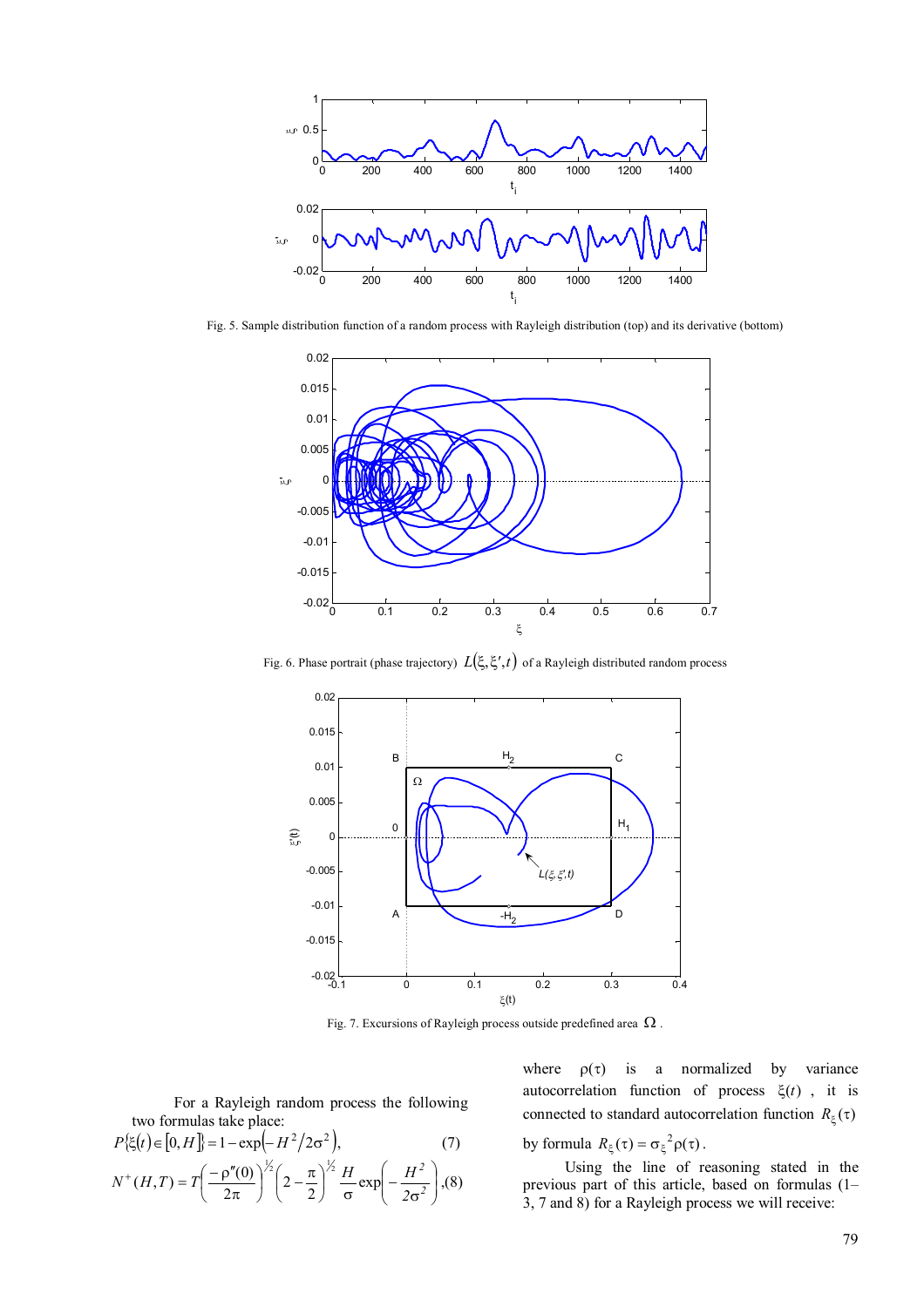Fig. 5. Sample distribution function of a random process with Rayleigh distribution (top) and its derivative (bottom)

Fig. 6. Phase portrait (phase trajectory) $L(\xi, \xi', t)$ of a Rayleigh distributed random process

Fig. 7. Excursions of Rayleigh process outside predefined area $\Omega$.

For a Rayleigh random process the following two formulas take place:

$$P\{\xi(t) \in [0, H]\} = 1 - \exp\left(-H^2/2\sigma^2\right), \tag{7}$$

$$N^+(H,T) = T\left(\frac{-\rho''(0)}{2\pi}\right)^{1/2}\left(2 - \frac{\pi}{2}\right)^{1/2}\frac{H}{\sigma}\exp\left(-\frac{H^2}{2\sigma^2}\right), \tag{8}$$

where $\rho(\tau)$ is a normalized by variance autocorrelation function of process $\xi(t)$, it is connected to standard autocorrelation function $R_\xi(\tau)$ by formula $R_\xi(\tau) = \sigma_\xi^{\,2}\rho(\tau)$.

Using the line of reasoning stated in the previous part of this article, based on formulas (1–3, 7 and 8) for a Rayleigh process we will receive: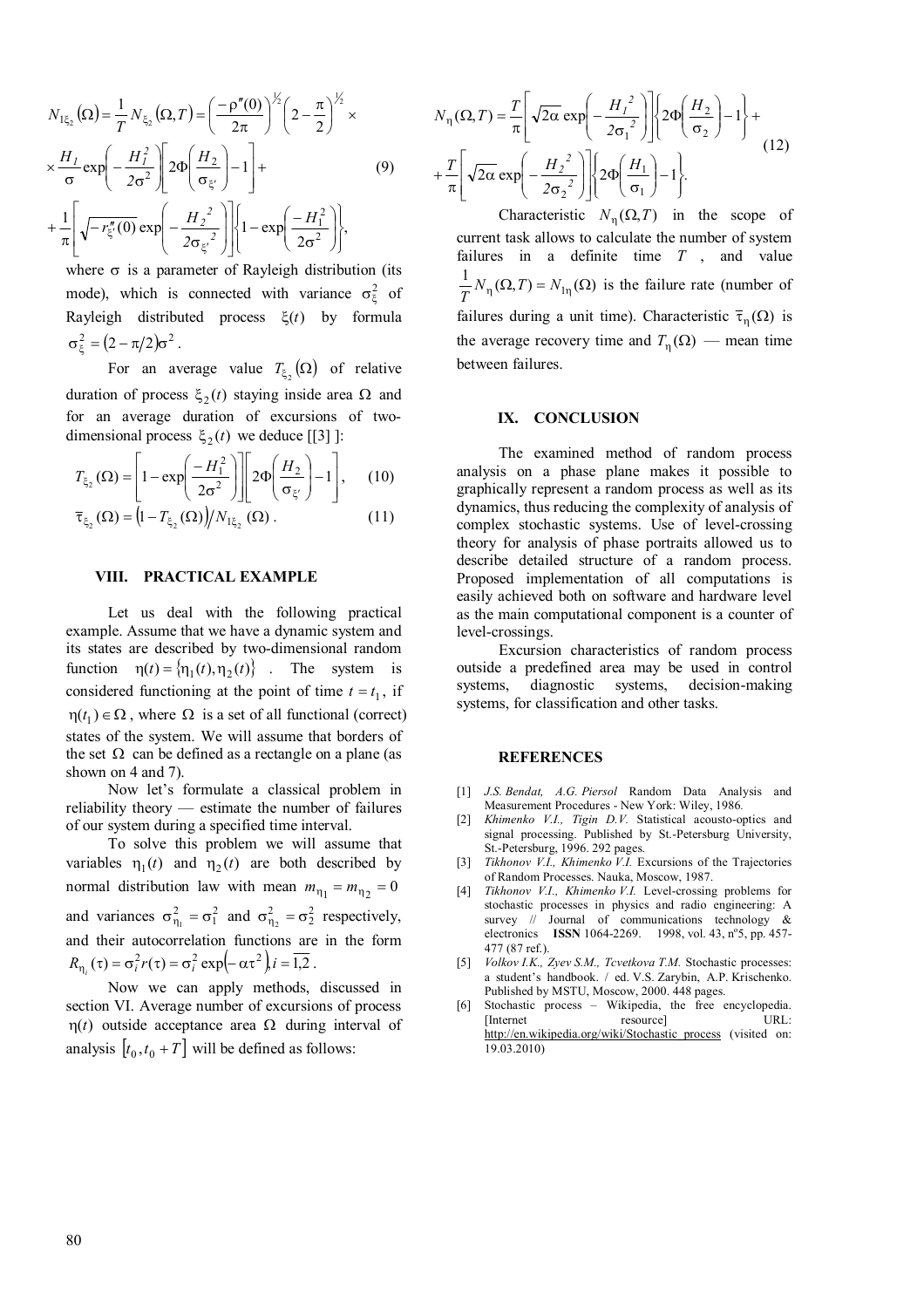$$N_{1\xi_2}(\Omega) = \frac{1}{T} N_{\xi_2}(\Omega, T) = \left(\frac{-\rho''(0)}{2\pi}\right)^{1/2} \left(2 - \frac{\pi}{2}\right)^{1/2} \times$$

$$\times \frac{H_1}{\sigma} \exp\left(-\frac{H_1^2}{2\sigma^2}\right) \left[2\Phi\left(\frac{H_2}{\sigma_{\xi'}}\right) - 1\right] + \qquad (9)$$

$$+ \frac{1}{\pi}\left[\sqrt{-r''_{\xi'}(0)} \exp\left(-\frac{H_2^2}{2\sigma_{\xi'}^2}\right)\right]\left\{1 - \exp\left(\frac{-H_1^2}{2\sigma^2}\right)\right\},$$

where $\sigma$ is a parameter of Rayleigh distribution (its mode), which is connected with variance $\sigma_\xi^2$ of Rayleigh distributed process $\xi(t)$ by formula $\sigma_\xi^2 = (2 - \pi/2)\sigma^2$.

For an average value $T_{\xi_2}(\Omega)$ of relative duration of process $\xi_2(t)$ staying inside area $\Omega$ and for an average duration of excursions of two-dimensional process $\xi_2(t)$ we deduce [[3] ]:

$$T_{\xi_2}(\Omega) = \left[1 - \exp\left(\frac{-H_1^2}{2\sigma^2}\right)\right]\left[2\Phi\left(\frac{H_2}{\sigma_{\xi'}}\right) - 1\right], \qquad (10)$$

$$\bar{\tau}_{\xi_2}(\Omega) = \left(1 - T_{\xi_2}(\Omega)\right) / N_{1\xi_2}(\Omega). \qquad (11)$$

## VIII. PRACTICAL EXAMPLE

Let us deal with the following practical example. Assume that we have a dynamic system and its states are described by two-dimensional random function $\eta(t) = \{\eta_1(t), \eta_2(t)\}$. The system is considered functioning at the point of time $t = t_1$, if $\eta(t_1) \in \Omega$, where $\Omega$ is a set of all functional (correct) states of the system. We will assume that borders of the set $\Omega$ can be defined as a rectangle on a plane (as shown on 4 and 7).

Now let's formulate a classical problem in reliability theory — estimate the number of failures of our system during a specified time interval.

To solve this problem we will assume that variables $\eta_1(t)$ and $\eta_2(t)$ are both described by normal distribution law with mean $m_{\eta_1} = m_{\eta_2} = 0$ and variances $\sigma_{\eta_1}^2 = \sigma_1^2$ and $\sigma_{\eta_2}^2 = \sigma_2^2$ respectively, and their autocorrelation functions are in the form $R_{\eta_i}(\tau) = \sigma_i^2 r(\tau) = \sigma_i^2 \exp(-\alpha\tau^2), i = \overline{1,2}$.

Now we can apply methods, discussed in section VI. Average number of excursions of process $\eta(t)$ outside acceptance area $\Omega$ during interval of analysis $[t_0, t_0 + T]$ will be defined as follows:

$$N_\eta(\Omega, T) = \frac{T}{\pi}\left[\sqrt{2\alpha} \exp\left(-\frac{H_1^2}{2\sigma_1^2}\right)\right]\left\{2\Phi\left(\frac{H_2}{\sigma_2}\right) - 1\right\} +$$

$$+ \frac{T}{\pi}\left[\sqrt{2\alpha} \exp\left(-\frac{H_2^2}{2\sigma_2^2}\right)\right]\left\{2\Phi\left(\frac{H_1}{\sigma_1}\right) - 1\right\}. \qquad (12)$$

Characteristic $N_\eta(\Omega, T)$ in the scope of current task allows to calculate the number of system failures in a definite time $T$, and value $\frac{1}{T} N_\eta(\Omega, T) = N_{1\eta}(\Omega)$ is the failure rate (number of failures during a unit time). Characteristic $\bar{\tau}_\eta(\Omega)$ is the average recovery time and $T_\eta(\Omega)$ — mean time between failures.

## IX. CONCLUSION

The examined method of random process analysis on a phase plane makes it possible to graphically represent a random process as well as its dynamics, thus reducing the complexity of analysis of complex stochastic systems. Use of level-crossing theory for analysis of phase portraits allowed us to describe detailed structure of a random process. Proposed implementation of all computations is easily achieved both on software and hardware level as the main computational component is a counter of level-crossings.

Excursion characteristics of random process outside a predefined area may be used in control systems, diagnostic systems, decision-making systems, for classification and other tasks.

## REFERENCES

[1] *J.S. Bendat, A.G. Piersol* Random Data Analysis and Measurement Procedures - New York: Wiley, 1986.

[2] *Khimenko V.I., Tigin D.V.* Statistical acousto-optics and signal processing. Published by St.-Petersburg University, St.-Petersburg, 1996. 292 pages.

[3] *Tikhonov V.I., Khimenko V.I.* Excursions of the Trajectories of Random Processes. Nauka, Moscow, 1987.

[4] *Tikhonov V.I., Khimenko V.I.* Level-crossing problems for stochastic processes in physics and radio engineering: A survey // Journal of communications technology & electronics **ISSN** 1064-2269. 1998, vol. 43, nº5, pp. 457-477 (87 ref.).

[5] *Volkov I.K., Zyev S.M., Tcvetkova T.M.* Stochastic processes: a student's handbook. / ed. V.S. Zarybin, A.P. Krischenko. Published by MSTU, Moscow, 2000. 448 pages.

[6] Stochastic process – Wikipedia, the free encyclopedia. [Internet resource] URL: http://en.wikipedia.org/wiki/Stochastic_process (visited on: 19.03.2010)